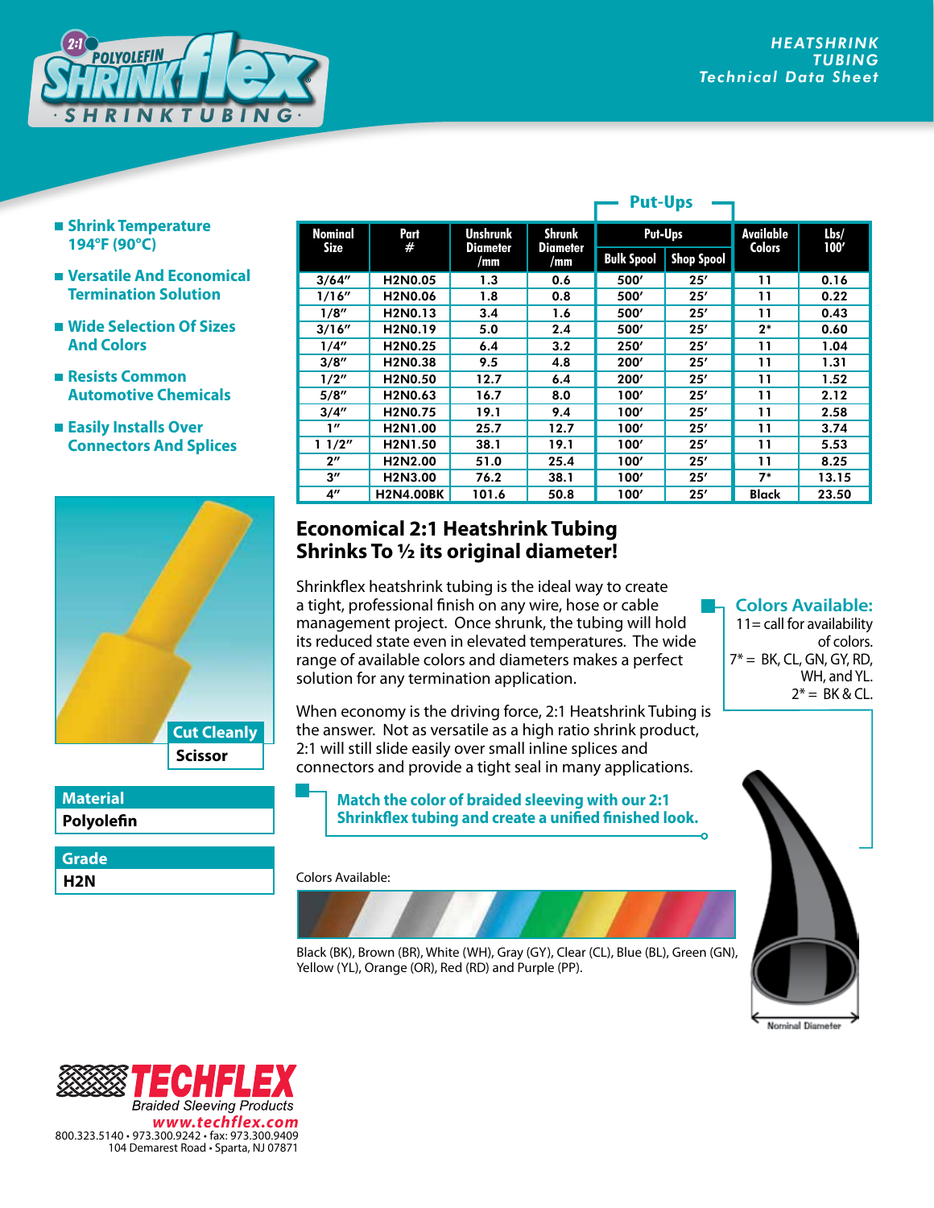# 2:1 POLYOLEFIN SHRINKflex® SHRINKTUBING

**HEATSHRINK TUBING**
**Technical Data Sheet**

- **Shrink Temperature 194°F (90°C)**
- **Versatile And Economical Termination Solution**
- **Wide Selection Of Sizes And Colors**
- **Resists Common Automotive Chemicals**
- **Easily Installs Over Connectors And Splices**

| Nominal Size | Part # | Unshrunk Diameter /mm | Shrunk Diameter /mm | Put-Ups | | Available Colors | Lbs/ 100' |
|---|---|---|---|---|---|---|---|
| | | | | Bulk Spool | Shop Spool | | |
| 3/64" | H2N0.05 | 1.3 | 0.6 | 500' | 25' | 11 | 0.16 |
| 1/16" | H2N0.06 | 1.8 | 0.8 | 500' | 25' | 11 | 0.22 |
| 1/8" | H2N0.13 | 3.4 | 1.6 | 500' | 25' | 11 | 0.43 |
| 3/16" | H2N0.19 | 5.0 | 2.4 | 500' | 25' | 2* | 0.60 |
| 1/4" | H2N0.25 | 6.4 | 3.2 | 250' | 25' | 11 | 1.04 |
| 3/8" | H2N0.38 | 9.5 | 4.8 | 200' | 25' | 11 | 1.31 |
| 1/2" | H2N0.50 | 12.7 | 6.4 | 200' | 25' | 11 | 1.52 |
| 5/8" | H2N0.63 | 16.7 | 8.0 | 100' | 25' | 11 | 2.12 |
| 3/4" | H2N0.75 | 19.1 | 9.4 | 100' | 25' | 11 | 2.58 |
| 1" | H2N1.00 | 25.7 | 12.7 | 100' | 25' | 11 | 3.74 |
| 1 1/2" | H2N1.50 | 38.1 | 19.1 | 100' | 25' | 11 | 5.53 |
| 2" | H2N2.00 | 51.0 | 25.4 | 100' | 25' | 11 | 8.25 |
| 3" | H2N3.00 | 76.2 | 38.1 | 100' | 25' | 7* | 13.15 |
| 4" | H2N4.00BK | 101.6 | 50.8 | 100' | 25' | Black | 23.50 |

## Economical 2:1 Heatshrink Tubing Shrinks To ½ its original diameter!

Shrinkflex heatshrink tubing is the ideal way to create a tight, professional finish on any wire, hose or cable management project. Once shrunk, the tubing will hold its reduced state even in elevated temperatures. The wide range of available colors and diameters makes a perfect solution for any termination application.

When economy is the driving force, 2:1 Heatshrink Tubing is the answer. Not as versatile as a high ratio shrink product, 2:1 will still slide easily over small inline splices and connectors and provide a tight seal in many applications.

**Colors Available:**
11= call for availability of colors.
7* = BK, CL, GN, GY, RD, WH, and YL.
2* = BK & CL.

**Match the color of braided sleeving with our 2:1 Shrinkflex tubing and create a unified finished look.**

**Cut Cleanly**
**Scissor**

**Material**
**Polyolefin**

**Grade**
**H2N**

Colors Available:

Black (BK), Brown (BR), White (WH), Gray (GY), Clear (CL), Blue (BL), Green (GN), Yellow (YL), Orange (OR), Red (RD) and Purple (PP).

Nominal Diameter

**TECHFLEX**
Braided Sleeving Products
www.techflex.com
800.323.5140 • 973.300.9242 • fax: 973.300.9409
104 Demarest Road • Sparta, NJ 07871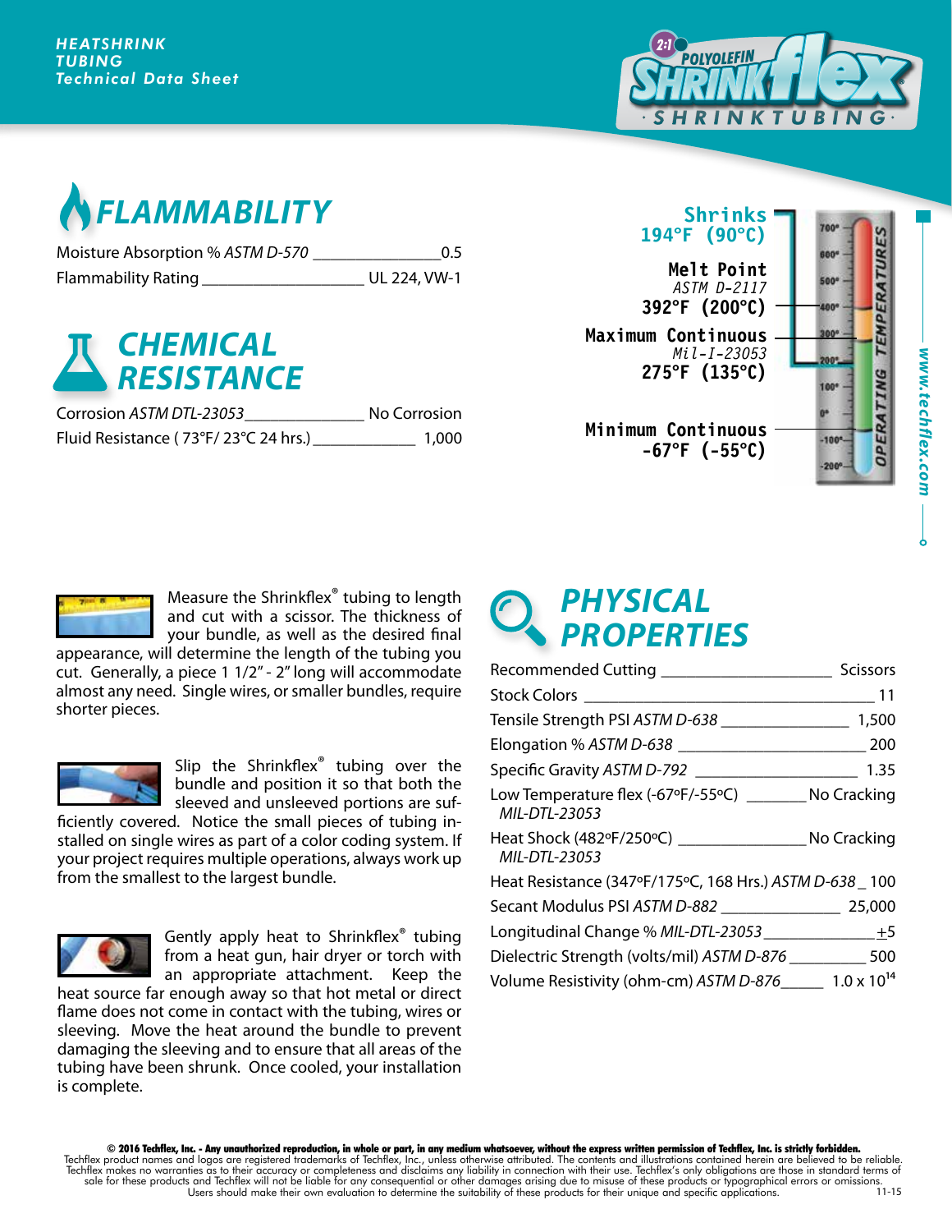HEATSHRINK TUBING
Technical Data Sheet

## FLAMMABILITY

| | |
|---|---|
| Moisture Absorption % *ASTM D-570* | 0.5 |
| Flammability Rating | UL 224, VW-1 |

## CHEMICAL RESISTANCE

| | |
|---|---|
| Corrosion *ASTM DTL-23053* | No Corrosion |
| Fluid Resistance ( 73°F/ 23°C 24 hrs.) | 1,000 |

Shrinks
194°F (90°C)

Melt Point
*ASTM D-2117*
392°F (200°C)

Maximum Continuous
*Mil-I-23053*
275°F (135°C)

Minimum Continuous
-67°F (-55°C)

OPERATING TEMPERATURES

700°
600°
500°
400°
300°
200°
100°
0°
-100°
-200°

www.techflex.com

Measure the Shrinkflex® tubing to length and cut with a scissor. The thickness of your bundle, as well as the desired final appearance, will determine the length of the tubing you cut. Generally, a piece 1 1/2" - 2" long will accommodate almost any need. Single wires, or smaller bundles, require shorter pieces.

Slip the Shrinkflex® tubing over the bundle and position it so that both the sleeved and unsleeved portions are sufficiently covered. Notice the small pieces of tubing installed on single wires as part of a color coding system. If your project requires multiple operations, always work up from the smallest to the largest bundle.

Gently apply heat to Shrinkflex® tubing from a heat gun, hair dryer or torch with an appropriate attachment. Keep the heat source far enough away so that hot metal or direct flame does not come in contact with the tubing, wires or sleeving. Move the heat around the bundle to prevent damaging the sleeving and to ensure that all areas of the tubing have been shrunk. Once cooled, your installation is complete.

## PHYSICAL PROPERTIES

| | |
|---|---|
| Recommended Cutting | Scissors |
| Stock Colors | 11 |
| Tensile Strength PSI *ASTM D-638* | 1,500 |
| Elongation % *ASTM D-638* | 200 |
| Specific Gravity *ASTM D-792* | 1.35 |
| Low Temperature flex (-67ºF/-55ºC) *MIL-DTL-23053* | No Cracking |
| Heat Shock (482ºF/250ºC) *MIL-DTL-23053* | No Cracking |
| Heat Resistance (347ºF/175ºC, 168 Hrs.) *ASTM D-638* | 100 |
| Secant Modulus PSI *ASTM D-882* | 25,000 |
| Longitudinal Change % *MIL-DTL-23053* | ±5 |
| Dielectric Strength (volts/mil) *ASTM D-876* | 500 |
| Volume Resistivity (ohm-cm) *ASTM D-876* | $1.0 \times 10^{14}$ |

**© 2016 Techflex, Inc. - Any unauthorized reproduction, in whole or part, in any medium whatsoever, without the express written permission of Techflex, Inc. is strictly forbidden.**
Techflex product names and logos are registered trademarks of Techflex, Inc., unless otherwise attributed. The contents and illustrations contained herein are believed to be reliable. Techflex makes no warranties as to their accuracy or completeness and disclaims any liability in connection with their use. Techflex's only obligations are those in standard terms of sale for these products and Techflex will not be liable for any consequential or other damages arising due to misuse of these products or typographical errors or omissions. Users should make their own evaluation to determine the suitability of these products for their unique and specific applications.
11-15